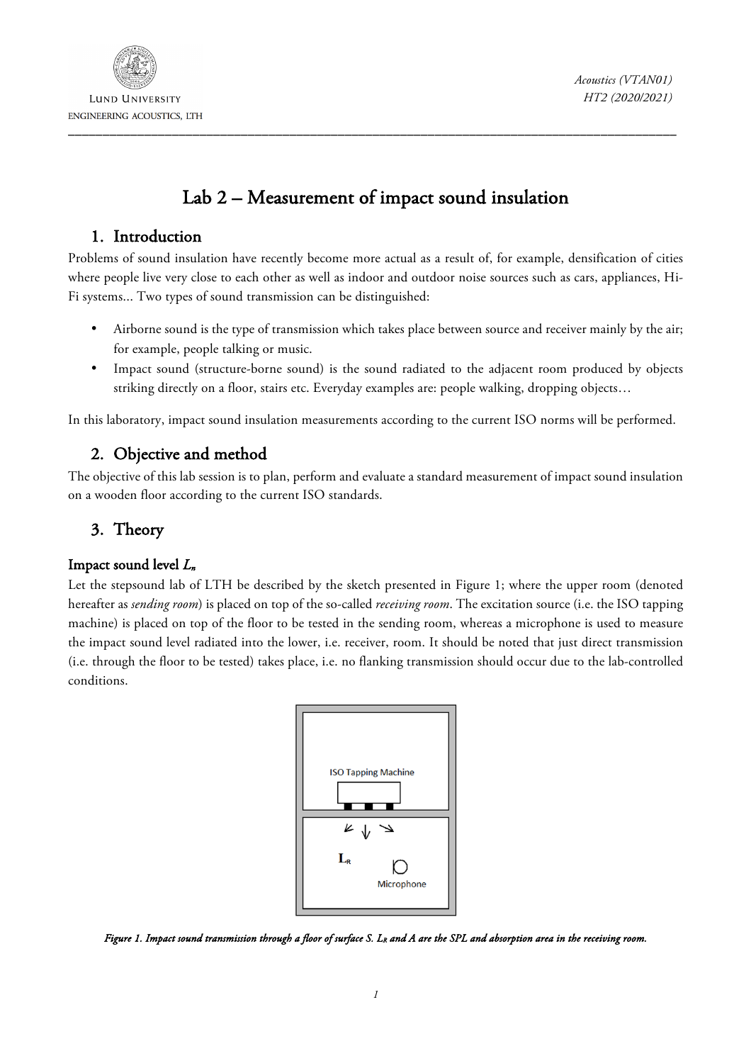# Lab 2 – Measurement of impact sound insulation

## 1. Introduction

Problems of sound insulation have recently become more actual as a result of, for example, densification of cities where people live very close to each other as well as indoor and outdoor noise sources such as cars, appliances, Hi-Fi systems... Two types of sound transmission can be distinguished:

- Airborne sound is the type of transmission which takes place between source and receiver mainly by the air; for example, people talking or music.
- Impact sound (structure-borne sound) is the sound radiated to the adjacent room produced by objects striking directly on a floor, stairs etc. Everyday examples are: people walking, dropping objects…

In this laboratory, impact sound insulation measurements according to the current ISO norms will be performed.

## 2. Objective and method

The objective of this lab session is to plan, perform and evaluate a standard measurement of impact sound insulation on a wooden floor according to the current ISO standards.

## 3. Theory

### Impact sound level $L_n$

Let the stepsound lab of LTH be described by the sketch presented in Figure 1; where the upper room (denoted hereafter as *sending room*) is placed on top of the so-called *receiving room*. The excitation source (i.e. the ISO tapping machine) is placed on top of the floor to be tested in the sending room, whereas a microphone is used to measure the impact sound level radiated into the lower, i.e. receiver, room. It should be noted that just direct transmission (i.e. through the floor to be tested) takes place, i.e. no flanking transmission should occur due to the lab-controlled conditions.

ISO Tapping Machine

$L_R$

Microphone

*Figure 1. Impact sound transmission through a floor of surface S. $L_R$ and A are the SPL and absorption area in the receiving room.*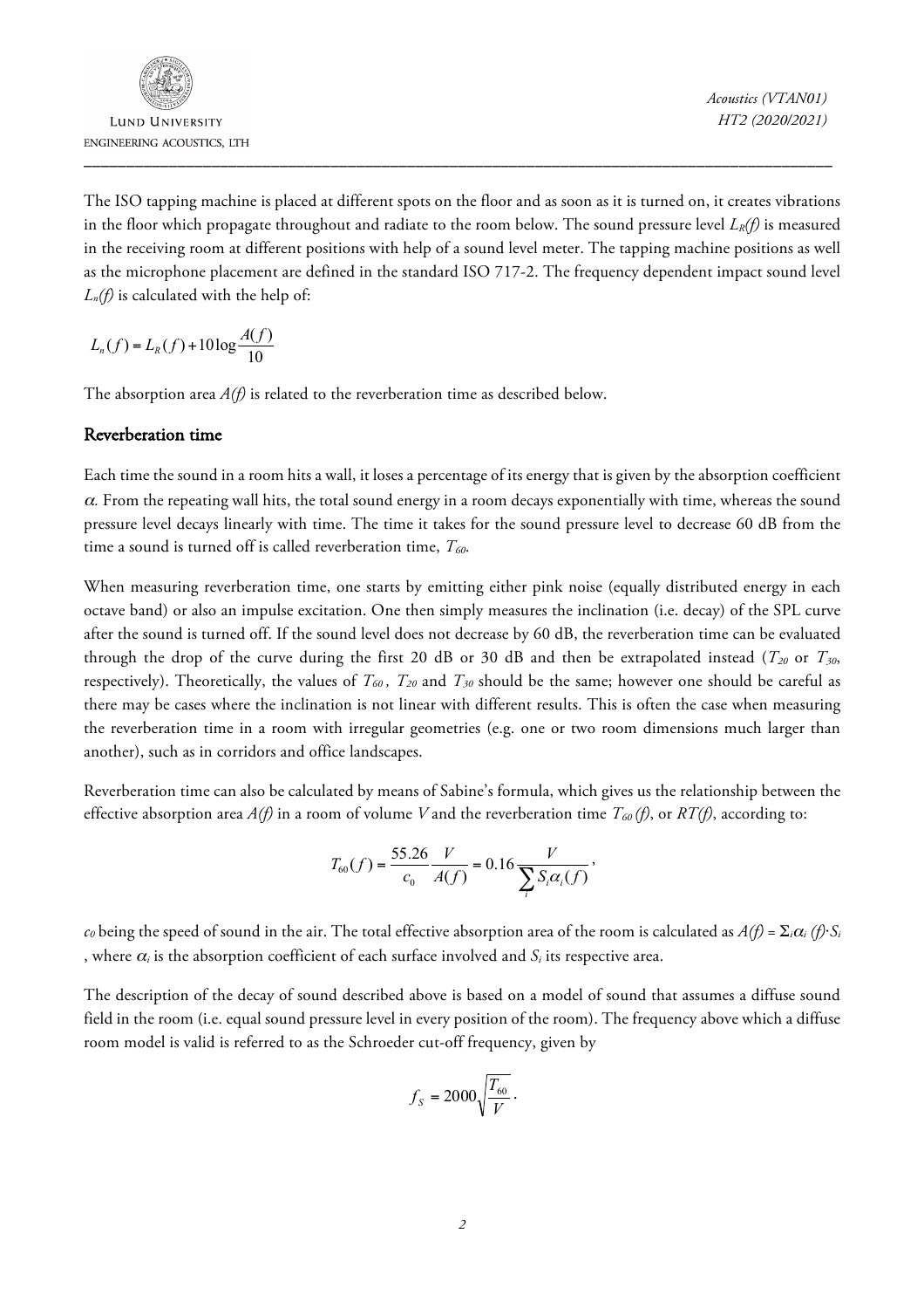The ISO tapping machine is placed at different spots on the floor and as soon as it is turned on, it creates vibrations in the floor which propagate throughout and radiate to the room below. The sound pressure level $L_R(f)$ is measured in the receiving room at different positions with help of a sound level meter. The tapping machine positions as well as the microphone placement are defined in the standard ISO 717-2. The frequency dependent impact sound level $L_n(f)$ is calculated with the help of:

$$L_n(f) = L_R(f) + 10\log\frac{A(f)}{10}$$

The absorption area $A(f)$ is related to the reverberation time as described below.

## Reverberation time

Each time the sound in a room hits a wall, it loses a percentage of its energy that is given by the absorption coefficient $\alpha$. From the repeating wall hits, the total sound energy in a room decays exponentially with time, whereas the sound pressure level decays linearly with time. The time it takes for the sound pressure level to decrease 60 dB from the time a sound is turned off is called reverberation time, $T_{60}$.

When measuring reverberation time, one starts by emitting either pink noise (equally distributed energy in each octave band) or also an impulse excitation. One then simply measures the inclination (i.e. decay) of the SPL curve after the sound is turned off. If the sound level does not decrease by 60 dB, the reverberation time can be evaluated through the drop of the curve during the first 20 dB or 30 dB and then be extrapolated instead ($T_{20}$ or $T_{30}$, respectively). Theoretically, the values of $T_{60}$, $T_{20}$ and $T_{30}$ should be the same; however one should be careful as there may be cases where the inclination is not linear with different results. This is often the case when measuring the reverberation time in a room with irregular geometries (e.g. one or two room dimensions much larger than another), such as in corridors and office landscapes.

Reverberation time can also be calculated by means of Sabine's formula, which gives us the relationship between the effective absorption area $A(f)$ in a room of volume $V$ and the reverberation time $T_{60}(f)$, or $RT(f)$, according to:

$$T_{60}(f) = \frac{55.26}{c_0}\frac{V}{A(f)} = 0.16\frac{V}{\sum_i S_i\alpha_i(f)},$$

$c_0$ being the speed of sound in the air. The total effective absorption area of the room is calculated as $A(f) = \Sigma_i\alpha_i(f)\cdot S_i$, where $\alpha_i$ is the absorption coefficient of each surface involved and $S_i$ its respective area.

The description of the decay of sound described above is based on a model of sound that assumes a diffuse sound field in the room (i.e. equal sound pressure level in every position of the room). The frequency above which a diffuse room model is valid is referred to as the Schroeder cut-off frequency, given by

$$f_S = 2000\sqrt{\frac{T_{60}}{V}}.$$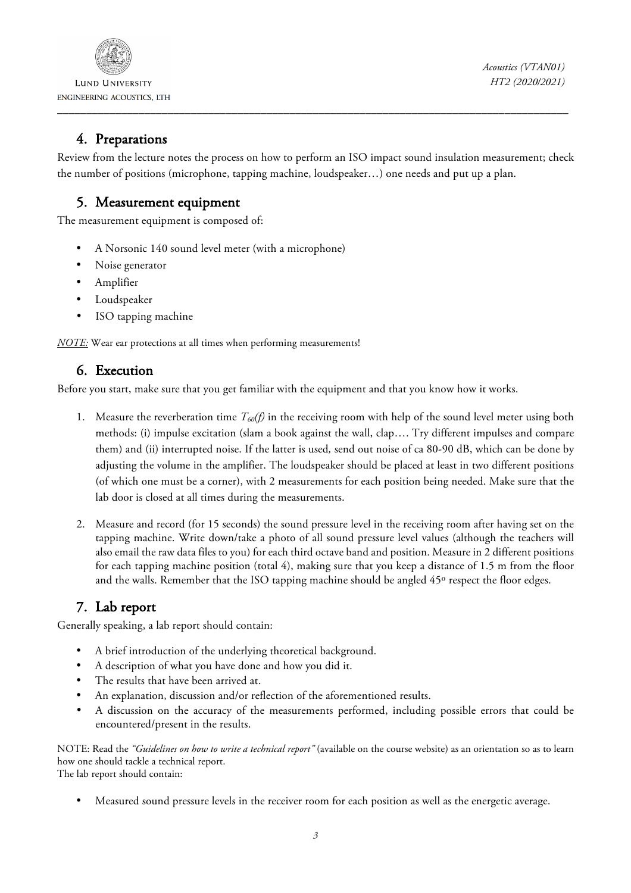## 4. Preparations

Review from the lecture notes the process on how to perform an ISO impact sound insulation measurement; check the number of positions (microphone, tapping machine, loudspeaker…) one needs and put up a plan.

## 5. Measurement equipment

The measurement equipment is composed of:

- A Norsonic 140 sound level meter (with a microphone)
- Noise generator
- Amplifier
- Loudspeaker
- ISO tapping machine

*NOTE:* Wear ear protections at all times when performing measurements!

## 6. Execution

Before you start, make sure that you get familiar with the equipment and that you know how it works.

1. Measure the reverberation time $T_{60}(f)$ in the receiving room with help of the sound level meter using both methods: (i) impulse excitation (slam a book against the wall, clap…. Try different impulses and compare them) and (ii) interrupted noise. If the latter is used, send out noise of ca 80-90 dB, which can be done by adjusting the volume in the amplifier. The loudspeaker should be placed at least in two different positions (of which one must be a corner), with 2 measurements for each position being needed. Make sure that the lab door is closed at all times during the measurements.

2. Measure and record (for 15 seconds) the sound pressure level in the receiving room after having set on the tapping machine. Write down/take a photo of all sound pressure level values (although the teachers will also email the raw data files to you) for each third octave band and position. Measure in 2 different positions for each tapping machine position (total 4), making sure that you keep a distance of 1.5 m from the floor and the walls. Remember that the ISO tapping machine should be angled 45º respect the floor edges.

## 7. Lab report

Generally speaking, a lab report should contain:

- A brief introduction of the underlying theoretical background.
- A description of what you have done and how you did it.
- The results that have been arrived at.
- An explanation, discussion and/or reflection of the aforementioned results.
- A discussion on the accuracy of the measurements performed, including possible errors that could be encountered/present in the results.

NOTE: Read the *"Guidelines on how to write a technical report"* (available on the course website) as an orientation so as to learn how one should tackle a technical report.
The lab report should contain:

- Measured sound pressure levels in the receiver room for each position as well as the energetic average.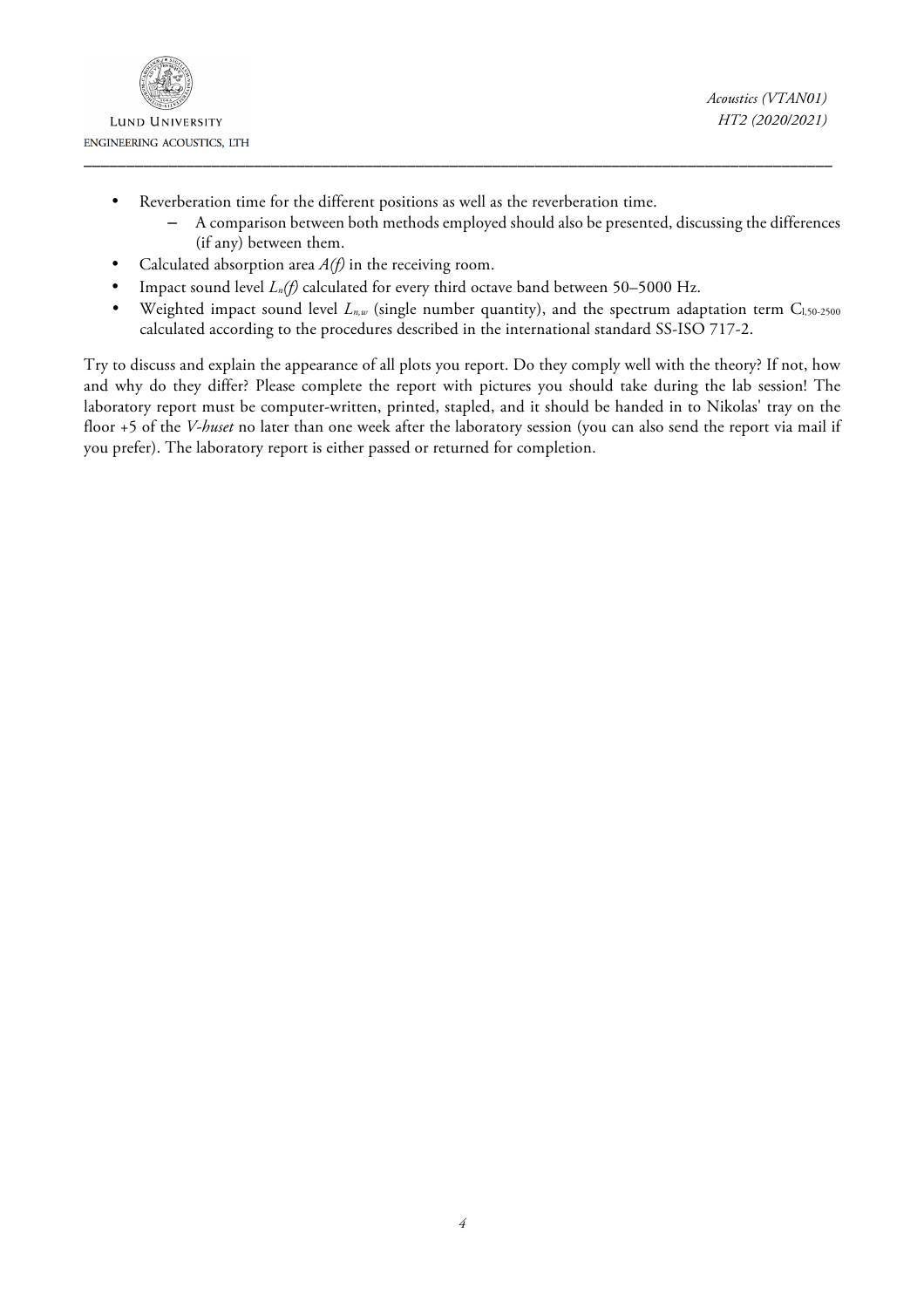- Reverberation time for the different positions as well as the reverberation time.
  - A comparison between both methods employed should also be presented, discussing the differences (if any) between them.
- Calculated absorption area $A(f)$ in the receiving room.
- Impact sound level $L_n(f)$ calculated for every third octave band between 50–5000 Hz.
- Weighted impact sound level $L_{n,w}$ (single number quantity), and the spectrum adaptation term $C_{I,50\text{-}2500}$ calculated according to the procedures described in the international standard SS-ISO 717-2.

Try to discuss and explain the appearance of all plots you report. Do they comply well with the theory? If not, how and why do they differ? Please complete the report with pictures you should take during the lab session! The laboratory report must be computer-written, printed, stapled, and it should be handed in to Nikolas' tray on the floor +5 of the *V-huset* no later than one week after the laboratory session (you can also send the report via mail if you prefer). The laboratory report is either passed or returned for completion.